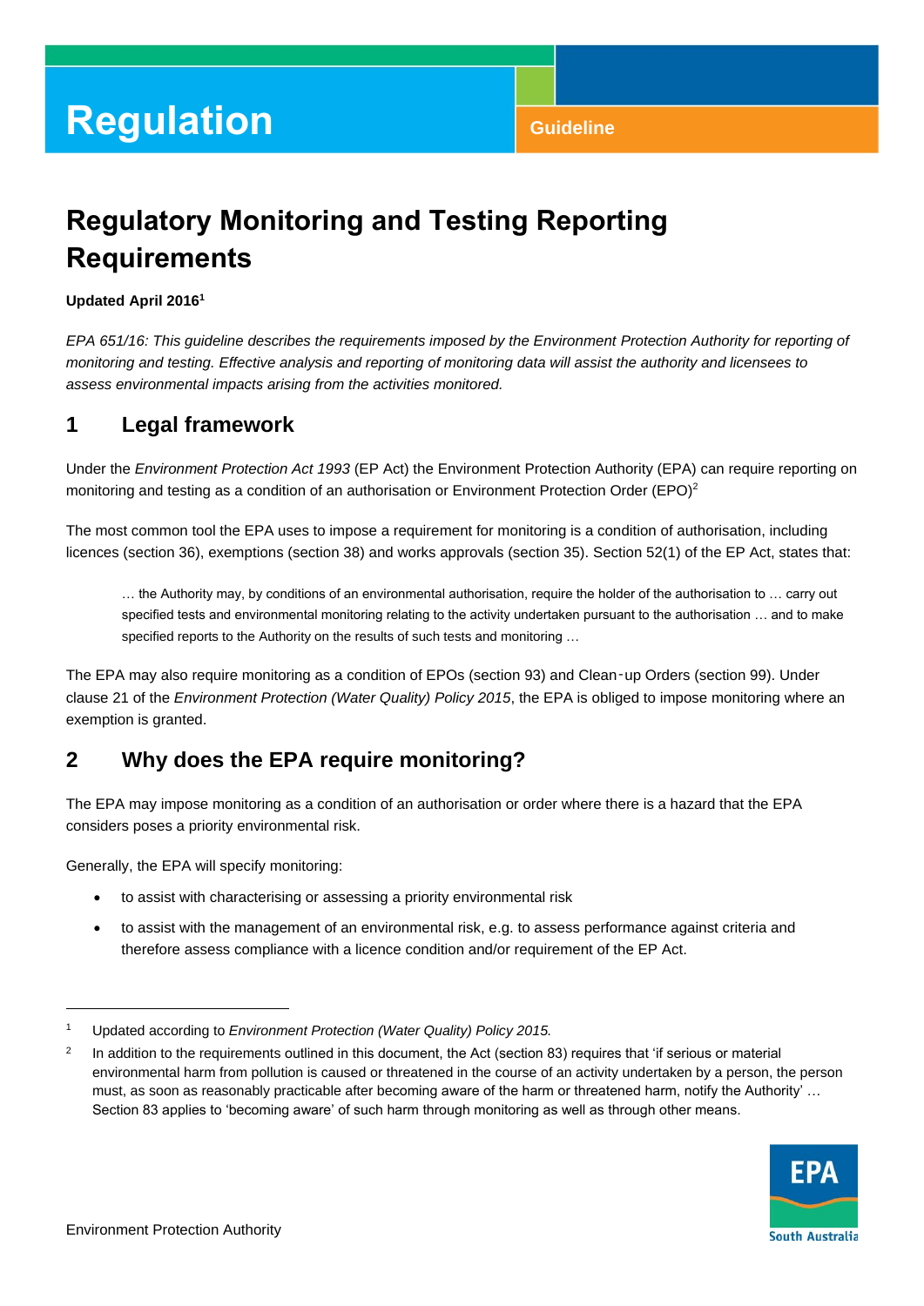# Regulation

Guideline

# Regulatory Monitoring and Testing Reporting Requirements

**Updated April 2016[1]**

*EPA 651/16: This guideline describes the requirements imposed by the Environment Protection Authority for reporting of monitoring and testing. Effective analysis and reporting of monitoring data will assist the authority and licensees to assess environmental impacts arising from the activities monitored.*

## 1 Legal framework

Under the *Environment Protection Act 1993* (EP Act) the Environment Protection Authority (EPA) can require reporting on monitoring and testing as a condition of an authorisation or Environment Protection Order (EPO)[2]

The most common tool the EPA uses to impose a requirement for monitoring is a condition of authorisation, including licences (section 36), exemptions (section 38) and works approvals (section 35). Section 52(1) of the EP Act, states that:

> … the Authority may, by conditions of an environmental authorisation, require the holder of the authorisation to … carry out specified tests and environmental monitoring relating to the activity undertaken pursuant to the authorisation … and to make specified reports to the Authority on the results of such tests and monitoring …

The EPA may also require monitoring as a condition of EPOs (section 93) and Clean-up Orders (section 99). Under clause 21 of the *Environment Protection (Water Quality) Policy 2015*, the EPA is obliged to impose monitoring where an exemption is granted.

## 2 Why does the EPA require monitoring?

The EPA may impose monitoring as a condition of an authorisation or order where there is a hazard that the EPA considers poses a priority environmental risk.

Generally, the EPA will specify monitoring:

- to assist with characterising or assessing a priority environmental risk
- to assist with the management of an environmental risk, e.g. to assess performance against criteria and therefore assess compliance with a licence condition and/or requirement of the EP Act.

---

[1] Updated according to *Environment Protection (Water Quality) Policy 2015.*

[2] In addition to the requirements outlined in this document, the Act (section 83) requires that 'if serious or material environmental harm from pollution is caused or threatened in the course of an activity undertaken by a person, the person must, as soon as reasonably practicable after becoming aware of the harm or threatened harm, notify the Authority' … Section 83 applies to 'becoming aware' of such harm through monitoring as well as through other means.

Environment Protection Authority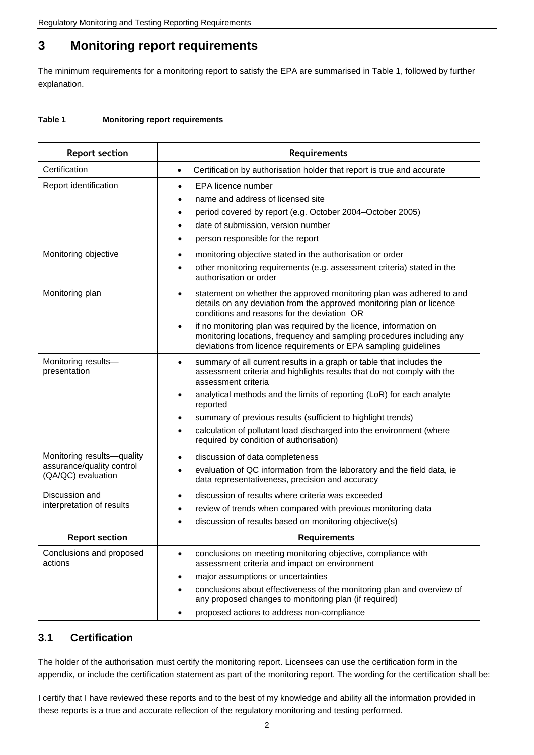## 3 Monitoring report requirements

The minimum requirements for a monitoring report to satisfy the EPA are summarised in Table 1, followed by further explanation.

**Table 1 Monitoring report requirements**

| Report section | Requirements |
|---|---|
| Certification | • Certification by authorisation holder that report is true and accurate |
| Report identification | • EPA licence number<br>• name and address of licensed site<br>• period covered by report (e.g. October 2004–October 2005)<br>• date of submission, version number<br>• person responsible for the report |
| Monitoring objective | • monitoring objective stated in the authorisation or order<br>• other monitoring requirements (e.g. assessment criteria) stated in the authorisation or order |
| Monitoring plan | • statement on whether the approved monitoring plan was adhered to and details on any deviation from the approved monitoring plan or licence conditions and reasons for the deviation OR<br>• if no monitoring plan was required by the licence, information on monitoring locations, frequency and sampling procedures including any deviations from licence requirements or EPA sampling guidelines |
| Monitoring results—presentation | • summary of all current results in a graph or table that includes the assessment criteria and highlights results that do not comply with the assessment criteria<br>• analytical methods and the limits of reporting (LoR) for each analyte reported<br>• summary of previous results (sufficient to highlight trends)<br>• calculation of pollutant load discharged into the environment (where required by condition of authorisation) |
| Monitoring results—quality assurance/quality control (QA/QC) evaluation | • discussion of data completeness<br>• evaluation of QC information from the laboratory and the field data, ie data representativeness, precision and accuracy |
| Discussion and interpretation of results | • discussion of results where criteria was exceeded<br>• review of trends when compared with previous monitoring data<br>• discussion of results based on monitoring objective(s) |
| Conclusions and proposed actions | • conclusions on meeting monitoring objective, compliance with assessment criteria and impact on environment<br>• major assumptions or uncertainties<br>• conclusions about effectiveness of the monitoring plan and overview of any proposed changes to monitoring plan (if required)<br>• proposed actions to address non-compliance |

### 3.1 Certification

The holder of the authorisation must certify the monitoring report. Licensees can use the certification form in the appendix, or include the certification statement as part of the monitoring report. The wording for the certification shall be:

I certify that I have reviewed these reports and to the best of my knowledge and ability all the information provided in these reports is a true and accurate reflection of the regulatory monitoring and testing performed.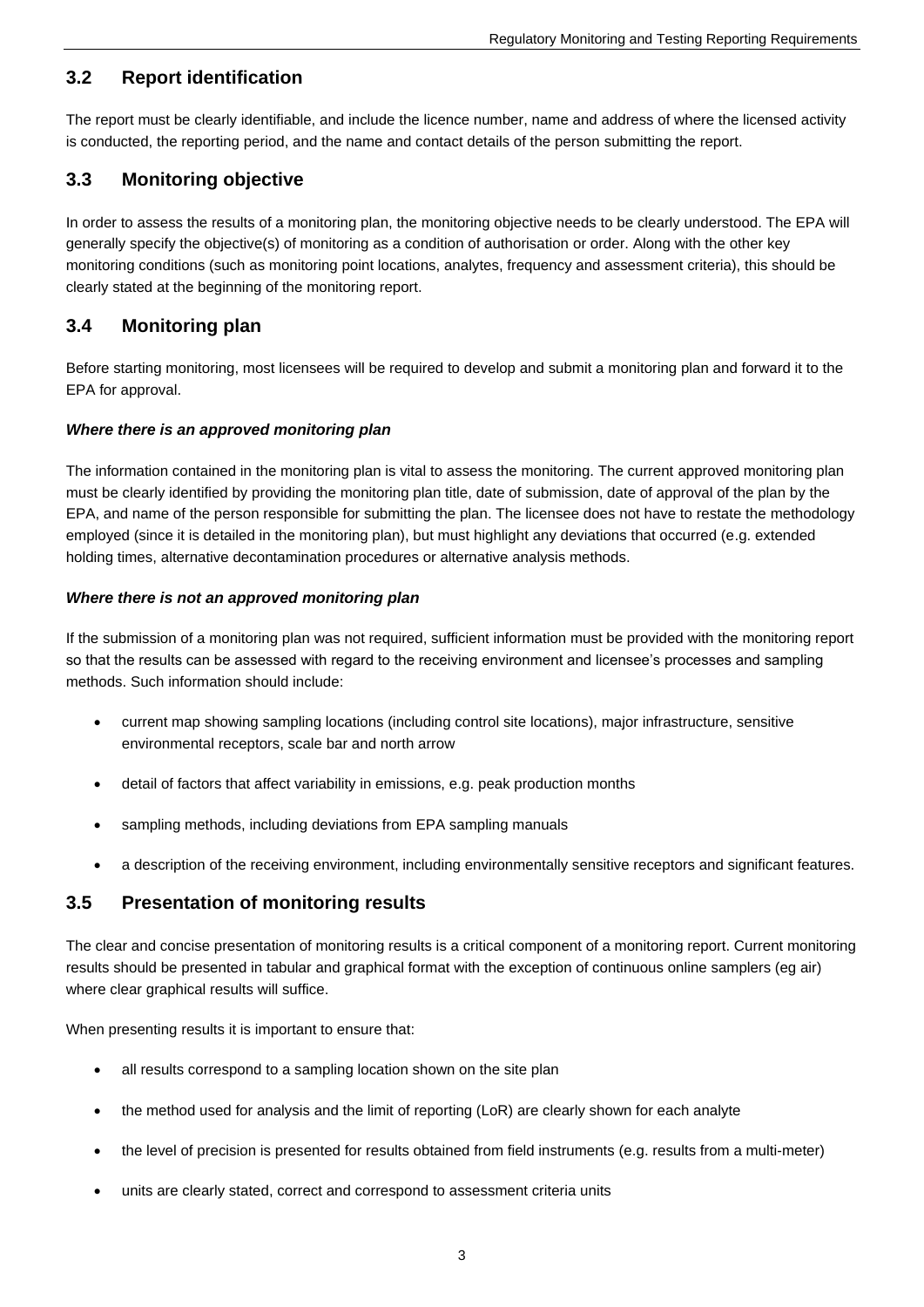## 3.2 Report identification

The report must be clearly identifiable, and include the licence number, name and address of where the licensed activity is conducted, the reporting period, and the name and contact details of the person submitting the report.

## 3.3 Monitoring objective

In order to assess the results of a monitoring plan, the monitoring objective needs to be clearly understood. The EPA will generally specify the objective(s) of monitoring as a condition of authorisation or order. Along with the other key monitoring conditions (such as monitoring point locations, analytes, frequency and assessment criteria), this should be clearly stated at the beginning of the monitoring report.

## 3.4 Monitoring plan

Before starting monitoring, most licensees will be required to develop and submit a monitoring plan and forward it to the EPA for approval.

***Where there is an approved monitoring plan***

The information contained in the monitoring plan is vital to assess the monitoring. The current approved monitoring plan must be clearly identified by providing the monitoring plan title, date of submission, date of approval of the plan by the EPA, and name of the person responsible for submitting the plan. The licensee does not have to restate the methodology employed (since it is detailed in the monitoring plan), but must highlight any deviations that occurred (e.g. extended holding times, alternative decontamination procedures or alternative analysis methods.

***Where there is not an approved monitoring plan***

If the submission of a monitoring plan was not required, sufficient information must be provided with the monitoring report so that the results can be assessed with regard to the receiving environment and licensee's processes and sampling methods. Such information should include:

- current map showing sampling locations (including control site locations), major infrastructure, sensitive environmental receptors, scale bar and north arrow
- detail of factors that affect variability in emissions, e.g. peak production months
- sampling methods, including deviations from EPA sampling manuals
- a description of the receiving environment, including environmentally sensitive receptors and significant features.

## 3.5 Presentation of monitoring results

The clear and concise presentation of monitoring results is a critical component of a monitoring report. Current monitoring results should be presented in tabular and graphical format with the exception of continuous online samplers (eg air) where clear graphical results will suffice.

When presenting results it is important to ensure that:

- all results correspond to a sampling location shown on the site plan
- the method used for analysis and the limit of reporting (LoR) are clearly shown for each analyte
- the level of precision is presented for results obtained from field instruments (e.g. results from a multi-meter)
- units are clearly stated, correct and correspond to assessment criteria units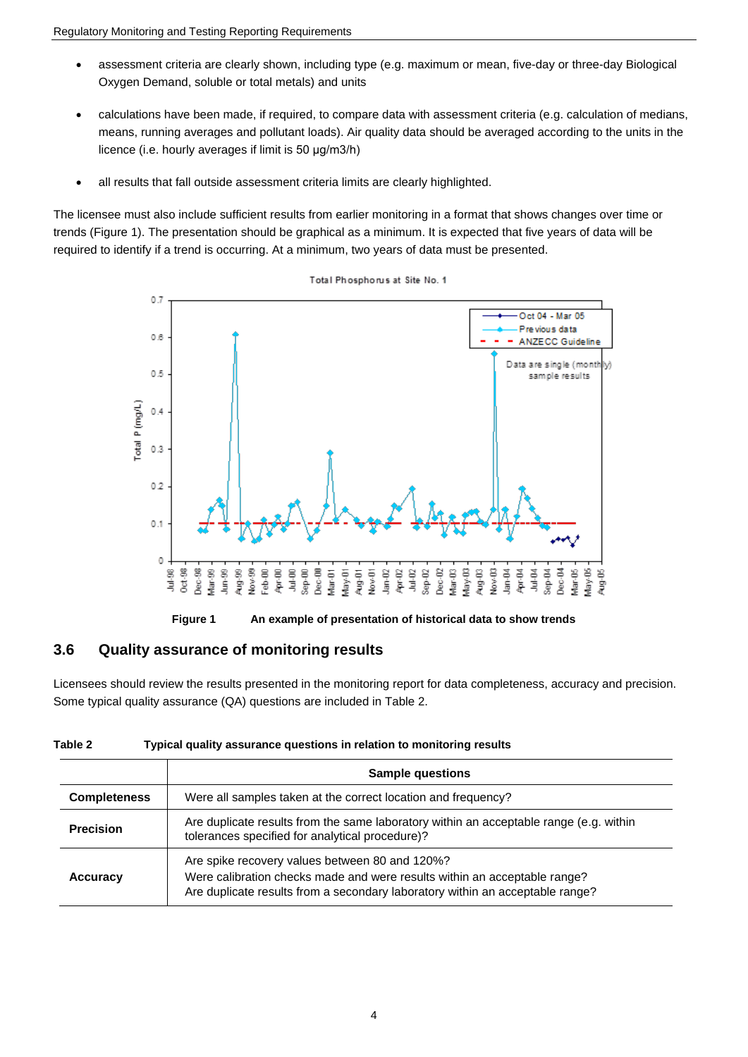- assessment criteria are clearly shown, including type (e.g. maximum or mean, five-day or three-day Biological Oxygen Demand, soluble or total metals) and units

- calculations have been made, if required, to compare data with assessment criteria (e.g. calculation of medians, means, running averages and pollutant loads). Air quality data should be averaged according to the units in the licence (i.e. hourly averages if limit is 50 µg/m3/h)

- all results that fall outside assessment criteria limits are clearly highlighted.

The licensee must also include sufficient results from earlier monitoring in a format that shows changes over time or trends (Figure 1). The presentation should be graphical as a minimum. It is expected that five years of data will be required to identify if a trend is occurring. At a minimum, two years of data must be presented.

**Figure 1** An example of presentation of historical data to show trends

## 3.6 Quality assurance of monitoring results

Licensees should review the results presented in the monitoring report for data completeness, accuracy and precision. Some typical quality assurance (QA) questions are included in Table 2.

**Table 2** Typical quality assurance questions in relation to monitoring results

| | Sample questions |
|---|---|
| **Completeness** | Were all samples taken at the correct location and frequency? |
| **Precision** | Are duplicate results from the same laboratory within an acceptable range (e.g. within tolerances specified for analytical procedure)? |
| **Accuracy** | Are spike recovery values between 80 and 120%?<br>Were calibration checks made and were results within an acceptable range?<br>Are duplicate results from a secondary laboratory within an acceptable range? |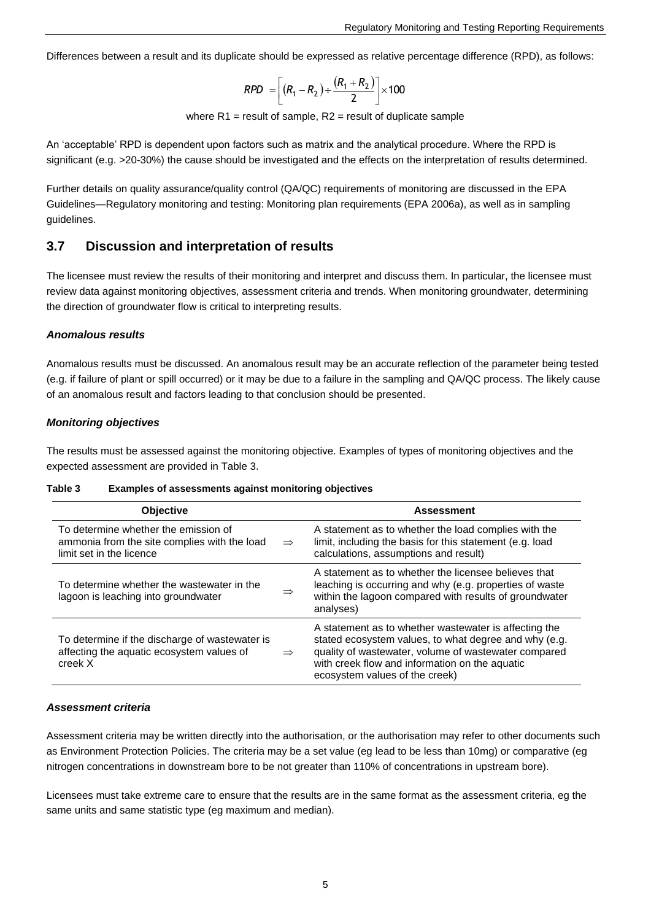Differences between a result and its duplicate should be expressed as relative percentage difference (RPD), as follows:

$$RPD = \left[(R_1 - R_2) \div \frac{(R_1 + R_2)}{2}\right] \times 100$$

where R1 = result of sample, R2 = result of duplicate sample

An 'acceptable' RPD is dependent upon factors such as matrix and the analytical procedure. Where the RPD is significant (e.g. >20-30%) the cause should be investigated and the effects on the interpretation of results determined.

Further details on quality assurance/quality control (QA/QC) requirements of monitoring are discussed in the EPA Guidelines—Regulatory monitoring and testing: Monitoring plan requirements (EPA 2006a), as well as in sampling guidelines.

## 3.7 Discussion and interpretation of results

The licensee must review the results of their monitoring and interpret and discuss them. In particular, the licensee must review data against monitoring objectives, assessment criteria and trends. When monitoring groundwater, determining the direction of groundwater flow is critical to interpreting results.

### *Anomalous results*

Anomalous results must be discussed. An anomalous result may be an accurate reflection of the parameter being tested (e.g. if failure of plant or spill occurred) or it may be due to a failure in the sampling and QA/QC process. The likely cause of an anomalous result and factors leading to that conclusion should be presented.

### *Monitoring objectives*

The results must be assessed against the monitoring objective. Examples of types of monitoring objectives and the expected assessment are provided in Table 3.

**Table 3 Examples of assessments against monitoring objectives**

| Objective | | Assessment |
|---|---|---|
| To determine whether the emission of ammonia from the site complies with the load limit set in the licence | ⇒ | A statement as to whether the load complies with the limit, including the basis for this statement (e.g. load calculations, assumptions and result) |
| To determine whether the wastewater in the lagoon is leaching into groundwater | ⇒ | A statement as to whether the licensee believes that leaching is occurring and why (e.g. properties of waste within the lagoon compared with results of groundwater analyses) |
| To determine if the discharge of wastewater is affecting the aquatic ecosystem values of creek X | ⇒ | A statement as to whether wastewater is affecting the stated ecosystem values, to what degree and why (e.g. quality of wastewater, volume of wastewater compared with creek flow and information on the aquatic ecosystem values of the creek) |

### *Assessment criteria*

Assessment criteria may be written directly into the authorisation, or the authorisation may refer to other documents such as Environment Protection Policies. The criteria may be a set value (eg lead to be less than 10mg) or comparative (eg nitrogen concentrations in downstream bore to be not greater than 110% of concentrations in upstream bore).

Licensees must take extreme care to ensure that the results are in the same format as the assessment criteria, eg the same units and same statistic type (eg maximum and median).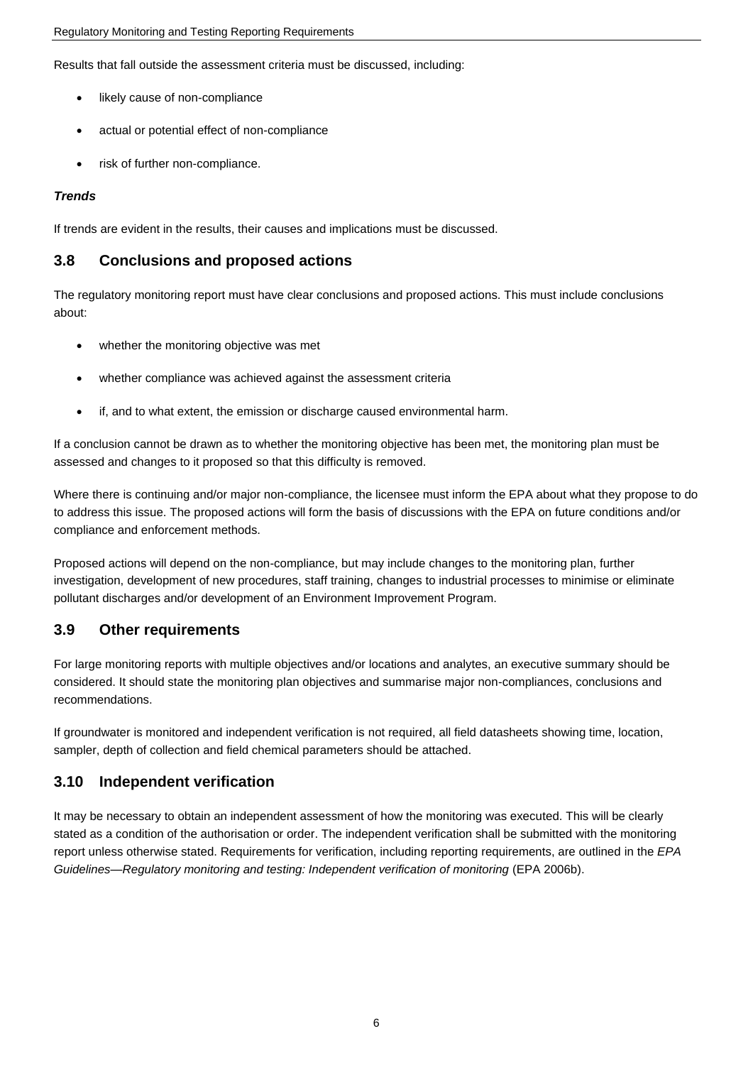Results that fall outside the assessment criteria must be discussed, including:

- likely cause of non-compliance
- actual or potential effect of non-compliance
- risk of further non-compliance.

***Trends***

If trends are evident in the results, their causes and implications must be discussed.

## 3.8 Conclusions and proposed actions

The regulatory monitoring report must have clear conclusions and proposed actions. This must include conclusions about:

- whether the monitoring objective was met
- whether compliance was achieved against the assessment criteria
- if, and to what extent, the emission or discharge caused environmental harm.

If a conclusion cannot be drawn as to whether the monitoring objective has been met, the monitoring plan must be assessed and changes to it proposed so that this difficulty is removed.

Where there is continuing and/or major non-compliance, the licensee must inform the EPA about what they propose to do to address this issue. The proposed actions will form the basis of discussions with the EPA on future conditions and/or compliance and enforcement methods.

Proposed actions will depend on the non-compliance, but may include changes to the monitoring plan, further investigation, development of new procedures, staff training, changes to industrial processes to minimise or eliminate pollutant discharges and/or development of an Environment Improvement Program.

## 3.9 Other requirements

For large monitoring reports with multiple objectives and/or locations and analytes, an executive summary should be considered. It should state the monitoring plan objectives and summarise major non-compliances, conclusions and recommendations.

If groundwater is monitored and independent verification is not required, all field datasheets showing time, location, sampler, depth of collection and field chemical parameters should be attached.

## 3.10 Independent verification

It may be necessary to obtain an independent assessment of how the monitoring was executed. This will be clearly stated as a condition of the authorisation or order. The independent verification shall be submitted with the monitoring report unless otherwise stated. Requirements for verification, including reporting requirements, are outlined in the *EPA Guidelines—Regulatory monitoring and testing: Independent verification of monitoring* (EPA 2006b).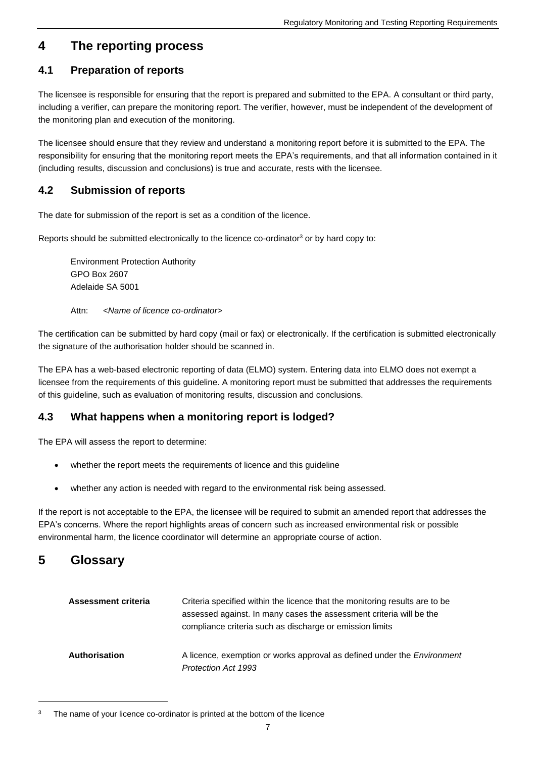# 4 The reporting process

## 4.1 Preparation of reports

The licensee is responsible for ensuring that the report is prepared and submitted to the EPA. A consultant or third party, including a verifier, can prepare the monitoring report. The verifier, however, must be independent of the development of the monitoring plan and execution of the monitoring.

The licensee should ensure that they review and understand a monitoring report before it is submitted to the EPA. The responsibility for ensuring that the monitoring report meets the EPA's requirements, and that all information contained in it (including results, discussion and conclusions) is true and accurate, rests with the licensee.

## 4.2 Submission of reports

The date for submission of the report is set as a condition of the licence.

Reports should be submitted electronically to the licence co-ordinator[3] or by hard copy to:

> Environment Protection Authority
> GPO Box 2607
> Adelaide SA 5001
>
> Attn: *<Name of licence co-ordinator>*

The certification can be submitted by hard copy (mail or fax) or electronically. If the certification is submitted electronically the signature of the authorisation holder should be scanned in.

The EPA has a web-based electronic reporting of data (ELMO) system. Entering data into ELMO does not exempt a licensee from the requirements of this guideline. A monitoring report must be submitted that addresses the requirements of this guideline, such as evaluation of monitoring results, discussion and conclusions.

## 4.3 What happens when a monitoring report is lodged?

The EPA will assess the report to determine:

- whether the report meets the requirements of licence and this guideline
- whether any action is needed with regard to the environmental risk being assessed.

If the report is not acceptable to the EPA, the licensee will be required to submit an amended report that addresses the EPA's concerns. Where the report highlights areas of concern such as increased environmental risk or possible environmental harm, the licence coordinator will determine an appropriate course of action.

# 5 Glossary

| | |
|---|---|
| **Assessment criteria** | Criteria specified within the licence that the monitoring results are to be assessed against. In many cases the assessment criteria will be the compliance criteria such as discharge or emission limits |
| **Authorisation** | A licence, exemption or works approval as defined under the *Environment Protection Act 1993* |

[3] The name of your licence co-ordinator is printed at the bottom of the licence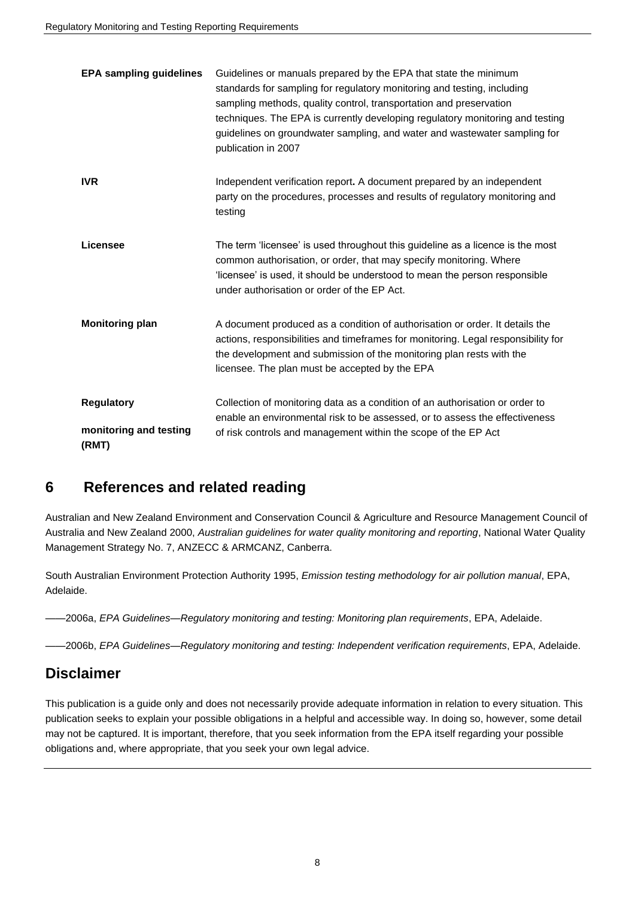| | |
|---|---|
| **EPA sampling guidelines** | Guidelines or manuals prepared by the EPA that state the minimum standards for sampling for regulatory monitoring and testing, including sampling methods, quality control, transportation and preservation techniques. The EPA is currently developing regulatory monitoring and testing guidelines on groundwater sampling, and water and wastewater sampling for publication in 2007 |
| **IVR** | Independent verification report**.** A document prepared by an independent party on the procedures, processes and results of regulatory monitoring and testing |
| **Licensee** | The term 'licensee' is used throughout this guideline as a licence is the most common authorisation, or order, that may specify monitoring. Where 'licensee' is used, it should be understood to mean the person responsible under authorisation or order of the EP Act. |
| **Monitoring plan** | A document produced as a condition of authorisation or order. It details the actions, responsibilities and timeframes for monitoring. Legal responsibility for the development and submission of the monitoring plan rests with the licensee. The plan must be accepted by the EPA |
| **Regulatory monitoring and testing (RMT)** | Collection of monitoring data as a condition of an authorisation or order to enable an environmental risk to be assessed, or to assess the effectiveness of risk controls and management within the scope of the EP Act |

## 6 References and related reading

Australian and New Zealand Environment and Conservation Council & Agriculture and Resource Management Council of Australia and New Zealand 2000, *Australian guidelines for water quality monitoring and reporting*, National Water Quality Management Strategy No. 7, ANZECC & ARMCANZ, Canberra.

South Australian Environment Protection Authority 1995, *Emission testing methodology for air pollution manual*, EPA, Adelaide.

——2006a, *EPA Guidelines—Regulatory monitoring and testing: Monitoring plan requirements*, EPA, Adelaide.

——2006b, *EPA Guidelines—Regulatory monitoring and testing: Independent verification requirements*, EPA, Adelaide.

## Disclaimer

This publication is a guide only and does not necessarily provide adequate information in relation to every situation. This publication seeks to explain your possible obligations in a helpful and accessible way. In doing so, however, some detail may not be captured. It is important, therefore, that you seek information from the EPA itself regarding your possible obligations and, where appropriate, that you seek your own legal advice.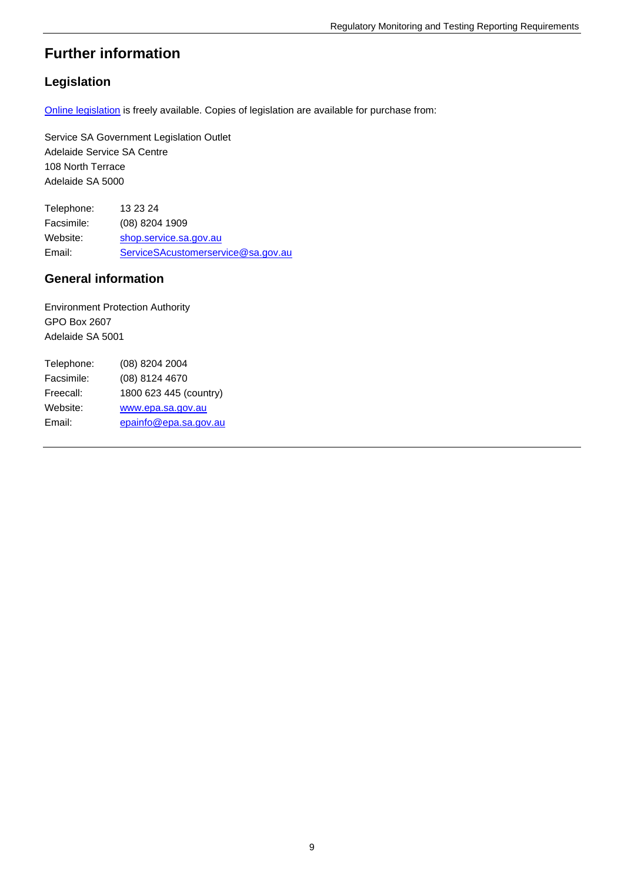# Further information

## Legislation

Online legislation is freely available. Copies of legislation are available for purchase from:

Service SA Government Legislation Outlet
Adelaide Service SA Centre
108 North Terrace
Adelaide SA 5000

| | |
|---|---|
| Telephone: | 13 23 24 |
| Facsimile: | (08) 8204 1909 |
| Website: | shop.service.sa.gov.au |
| Email: | ServiceSAcustomerservice@sa.gov.au |

## General information

Environment Protection Authority
GPO Box 2607
Adelaide SA 5001

| | |
|---|---|
| Telephone: | (08) 8204 2004 |
| Facsimile: | (08) 8124 4670 |
| Freecall: | 1800 623 445 (country) |
| Website: | www.epa.sa.gov.au |
| Email: | epainfo@epa.sa.gov.au |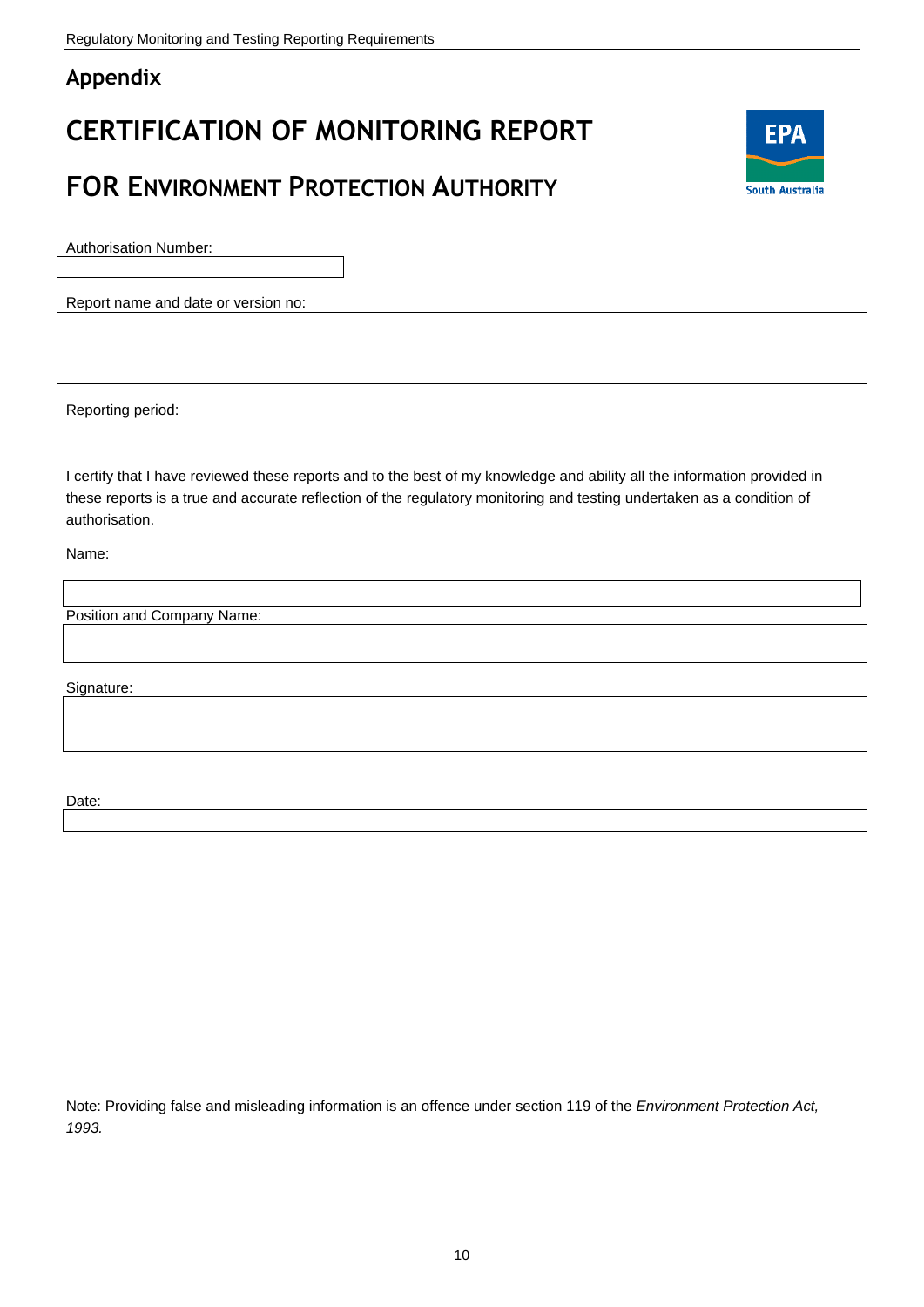## Appendix

# CERTIFICATION OF MONITORING REPORT

# FOR ENVIRONMENT PROTECTION AUTHORITY

EPA South Australia

Authorisation Number:

Report name and date or version no:

Reporting period:

I certify that I have reviewed these reports and to the best of my knowledge and ability all the information provided in these reports is a true and accurate reflection of the regulatory monitoring and testing undertaken as a condition of authorisation.

Name:

Position and Company Name:

Signature:

Date:

Note: Providing false and misleading information is an offence under section 119 of the *Environment Protection Act, 1993.*